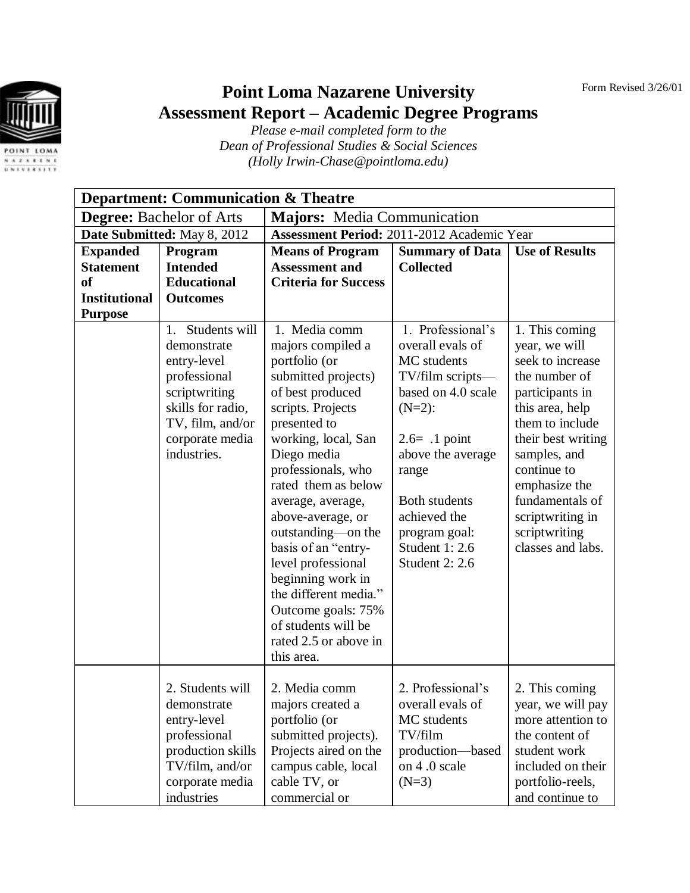Form Revised 3/26/01

# Point Loma Nazarene University
## Assessment Report – Academic Degree Programs

*Please e-mail completed form to the*
*Dean of Professional Studies & Social Sciences*
*(Holly Irwin-Chase@pointloma.edu)*

| **Department: Communication & Theatre** | | | | |
|---|---|---|---|---|
| **Degree:** Bachelor of Arts | | **Majors:** Media Communication | | |
| **Date Submitted:** May 8, 2012 | | **Assessment Period:** 2011-2012 Academic Year | | |
| **Expanded Statement of Institutional Purpose** | **Program Intended Educational Outcomes** | **Means of Program Assessment and Criteria for Success** | **Summary of Data Collected** | **Use of Results** |
| | 1. Students will demonstrate entry-level professional scriptwriting skills for radio, TV, film, and/or corporate media industries. | 1. Media comm majors compiled a portfolio (or submitted projects) of best produced scripts. Projects presented to working, local, San Diego media professionals, who rated them as below average, average, above-average, or outstanding—on the basis of an "entry-level professional beginning work in the different media." Outcome goals: 75% of students will be rated 2.5 or above in this area. | 1. Professional's overall evals of MC students TV/film scripts—based on 4.0 scale (N=2): 2.6= .1 point above the average range. Both students achieved the program goal: Student 1: 2.6 Student 2: 2.6 | 1. This coming year, we will seek to increase the number of participants in this area, help them to include their best writing samples, and continue to emphasize the fundamentals of scriptwriting in scriptwriting classes and labs. |
| | 2. Students will demonstrate entry-level professional production skills TV/film, and/or corporate media industries | 2. Media comm majors created a portfolio (or submitted projects). Projects aired on the campus cable, local cable TV, or commercial or | 2. Professional's overall evals of MC students TV/film production—based on 4 .0 scale (N=3) | 2. This coming year, we will pay more attention to the content of student work included on their portfolio-reels, and continue to |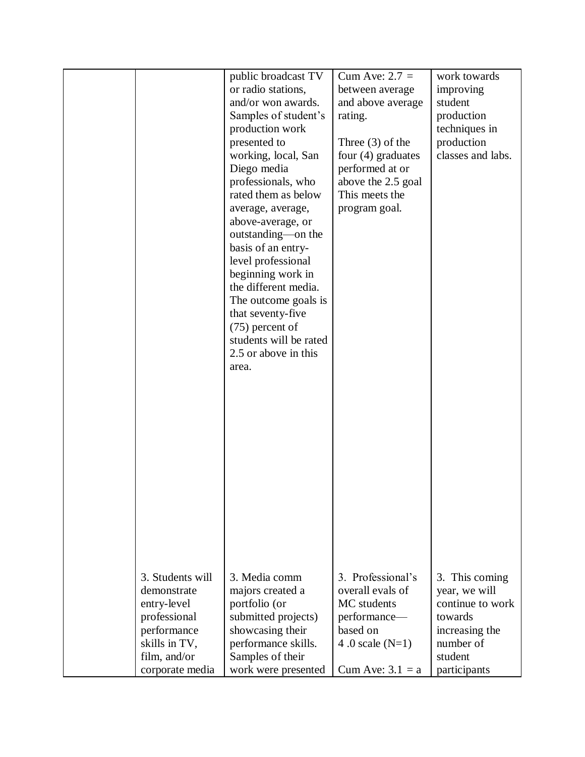| | | | | |
|---|---|---|---|---|
| | | public broadcast TV or radio stations, and/or won awards. Samples of student's production work presented to working, local, San Diego media professionals, who rated them as below average, average, above-average, or outstanding—on the basis of an entry-level professional beginning work in the different media. The outcome goals is that seventy-five (75) percent of students will be rated 2.5 or above in this area. | Cum Ave: 2.7 = between average and above average rating.<br><br>Three (3) of the four (4) graduates performed at or above the 2.5 goal This meets the program goal. | work towards improving student production techniques in production classes and labs. |
| | 3. Students will demonstrate entry-level professional performance skills in TV, film, and/or corporate media | 3. Media comm majors created a portfolio (or submitted projects) showcasing their performance skills. Samples of their work were presented | 3. Professional's overall evals of MC students performance—based on 4 .0 scale (N=1)<br><br>Cum Ave: 3.1 = a | 3. This coming year, we will continue to work towards increasing the number of student participants |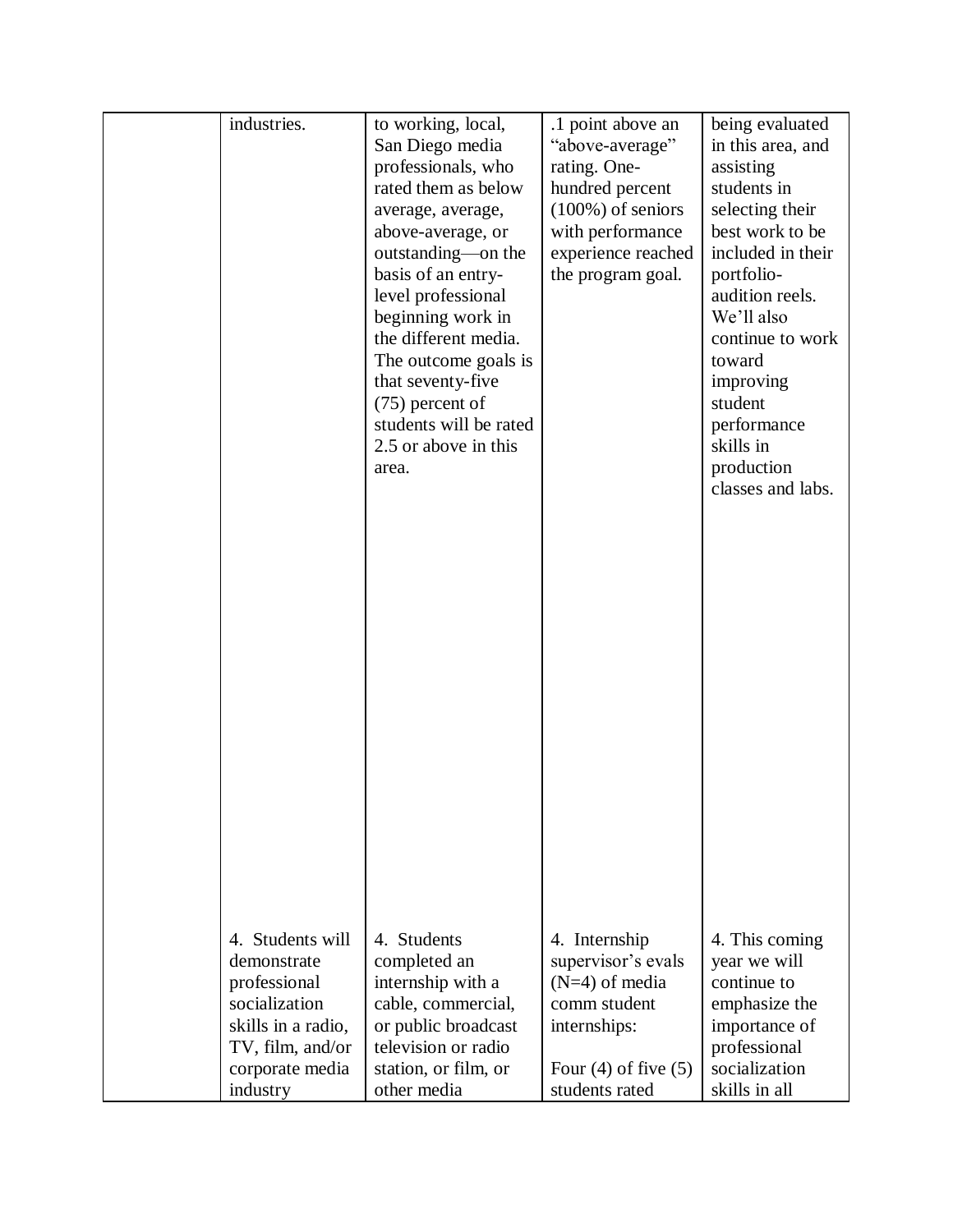| | | | | |
|---|---|---|---|---|
| | industries. | to working, local, San Diego media professionals, who rated them as below average, average, above-average, or outstanding—on the basis of an entry-level professional beginning work in the different media. The outcome goals is that seventy-five (75) percent of students will be rated 2.5 or above in this area. | .1 point above an "above-average" rating. One-hundred percent (100%) of seniors with performance experience reached the program goal. | being evaluated in this area, and assisting students in selecting their best work to be included in their portfolio-audition reels. We'll also continue to work toward improving student performance skills in production classes and labs. |
| | 4. Students will demonstrate professional socialization skills in a radio, TV, film, and/or corporate media industry | 4. Students completed an internship with a cable, commercial, or public broadcast television or radio station, or film, or other media | 4. Internship supervisor's evals (N=4) of media comm student internships:<br><br>Four (4) of five (5) students rated | 4. This coming year we will continue to emphasize the importance of professional socialization skills in all |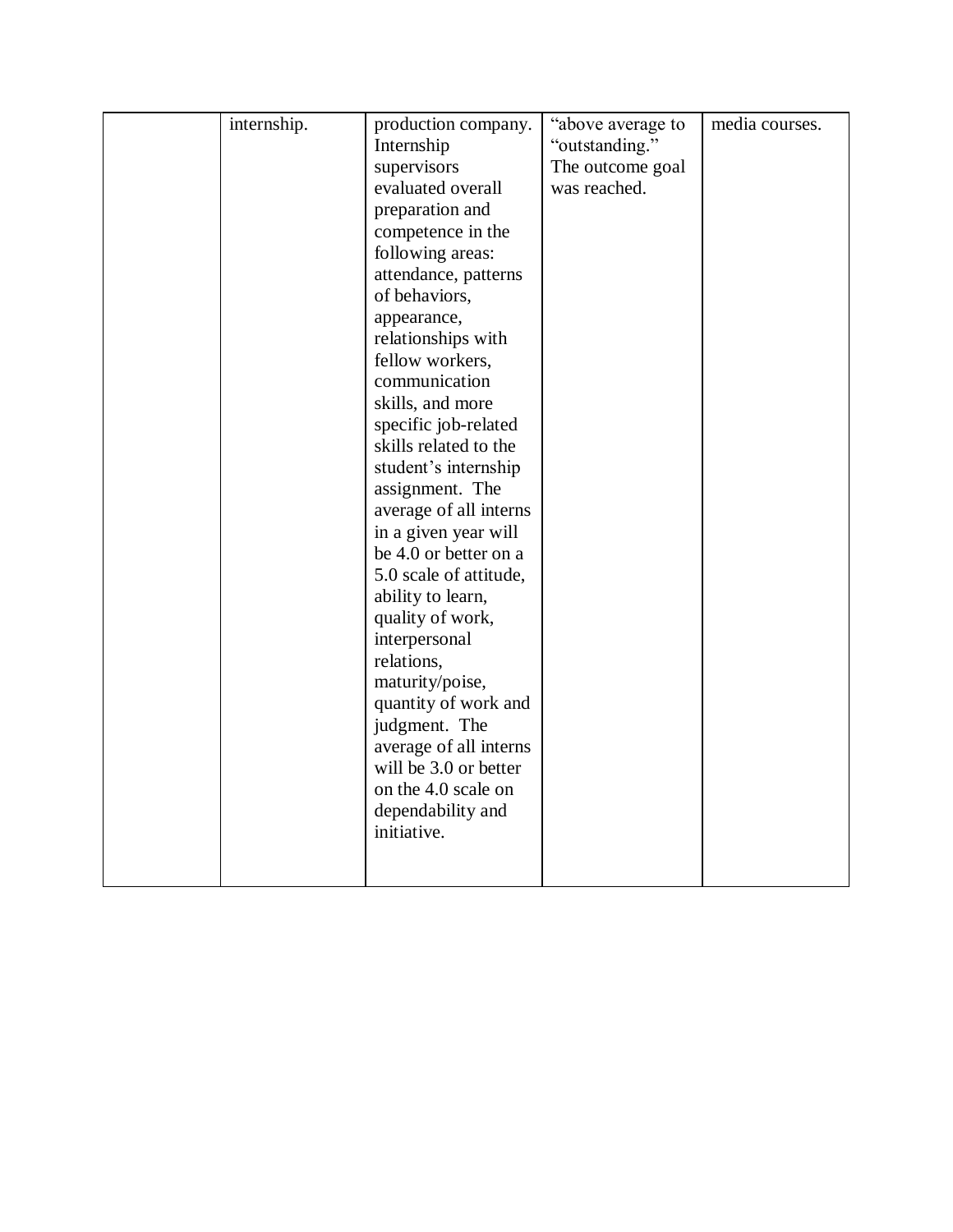| | | | | |
|---|---|---|---|---|
| | internship. | production company. Internship supervisors evaluated overall preparation and competence in the following areas: attendance, patterns of behaviors, appearance, relationships with fellow workers, communication skills, and more specific job-related skills related to the student's internship assignment. The average of all interns in a given year will be 4.0 or better on a 5.0 scale of attitude, ability to learn, quality of work, interpersonal relations, maturity/poise, quantity of work and judgment. The average of all interns will be 3.0 or better on the 4.0 scale on dependability and initiative. | "above average to "outstanding." The outcome goal was reached. | media courses. |